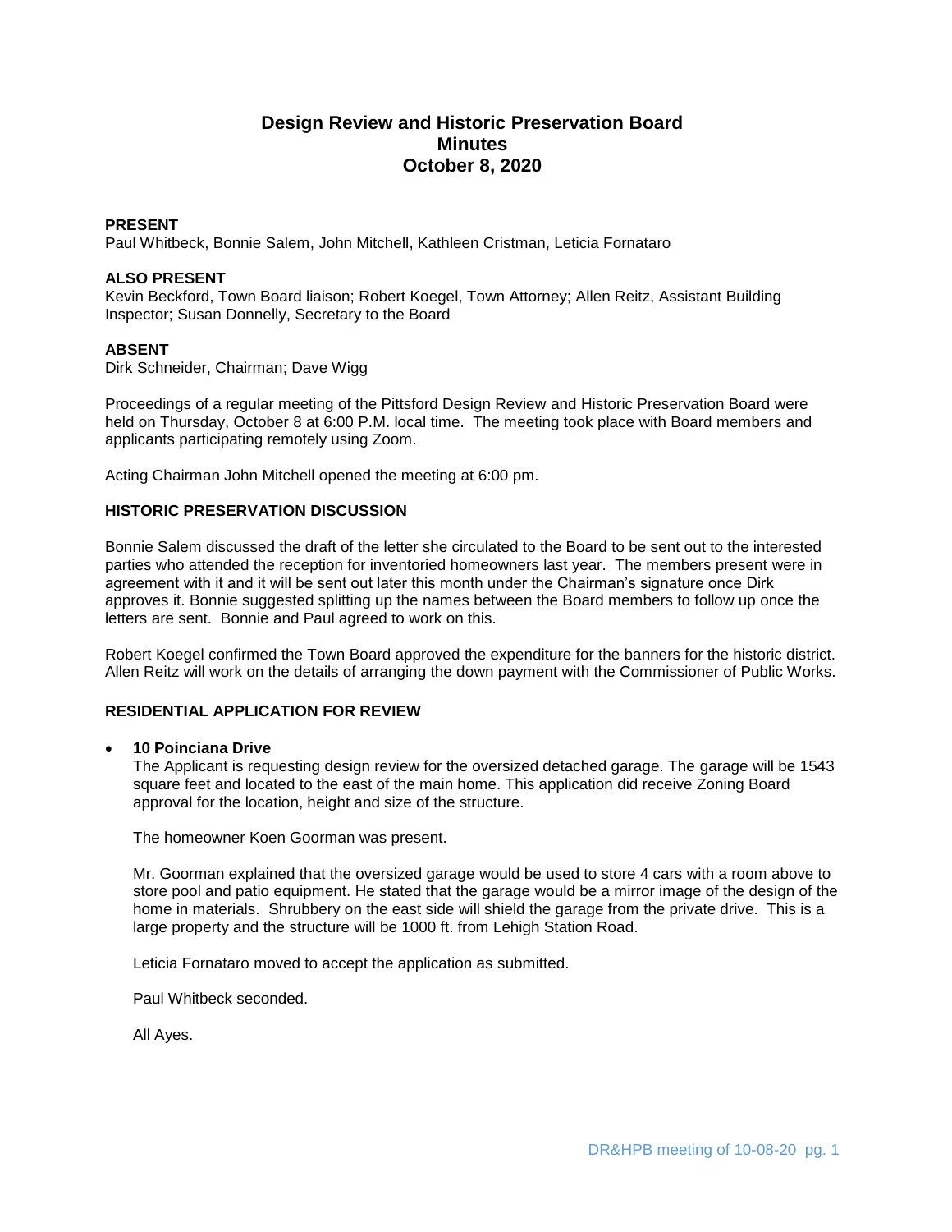# Design Review and Historic Preservation Board
# Minutes
# October 8, 2020

**PRESENT**

Paul Whitbeck, Bonnie Salem, John Mitchell, Kathleen Cristman, Leticia Fornataro

**ALSO PRESENT**

Kevin Beckford, Town Board liaison; Robert Koegel, Town Attorney; Allen Reitz, Assistant Building Inspector; Susan Donnelly, Secretary to the Board

**ABSENT**

Dirk Schneider, Chairman; Dave Wigg

Proceedings of a regular meeting of the Pittsford Design Review and Historic Preservation Board were held on Thursday, October 8 at 6:00 P.M. local time. The meeting took place with Board members and applicants participating remotely using Zoom.

Acting Chairman John Mitchell opened the meeting at 6:00 pm.

**HISTORIC PRESERVATION DISCUSSION**

Bonnie Salem discussed the draft of the letter she circulated to the Board to be sent out to the interested parties who attended the reception for inventoried homeowners last year. The members present were in agreement with it and it will be sent out later this month under the Chairman's signature once Dirk approves it. Bonnie suggested splitting up the names between the Board members to follow up once the letters are sent. Bonnie and Paul agreed to work on this.

Robert Koegel confirmed the Town Board approved the expenditure for the banners for the historic district. Allen Reitz will work on the details of arranging the down payment with the Commissioner of Public Works.

**RESIDENTIAL APPLICATION FOR REVIEW**

- **10 Poinciana Drive**

  The Applicant is requesting design review for the oversized detached garage. The garage will be 1543 square feet and located to the east of the main home. This application did receive Zoning Board approval for the location, height and size of the structure.

  The homeowner Koen Goorman was present.

  Mr. Goorman explained that the oversized garage would be used to store 4 cars with a room above to store pool and patio equipment. He stated that the garage would be a mirror image of the design of the home in materials. Shrubbery on the east side will shield the garage from the private drive. This is a large property and the structure will be 1000 ft. from Lehigh Station Road.

  Leticia Fornataro moved to accept the application as submitted.

  Paul Whitbeck seconded.

  All Ayes.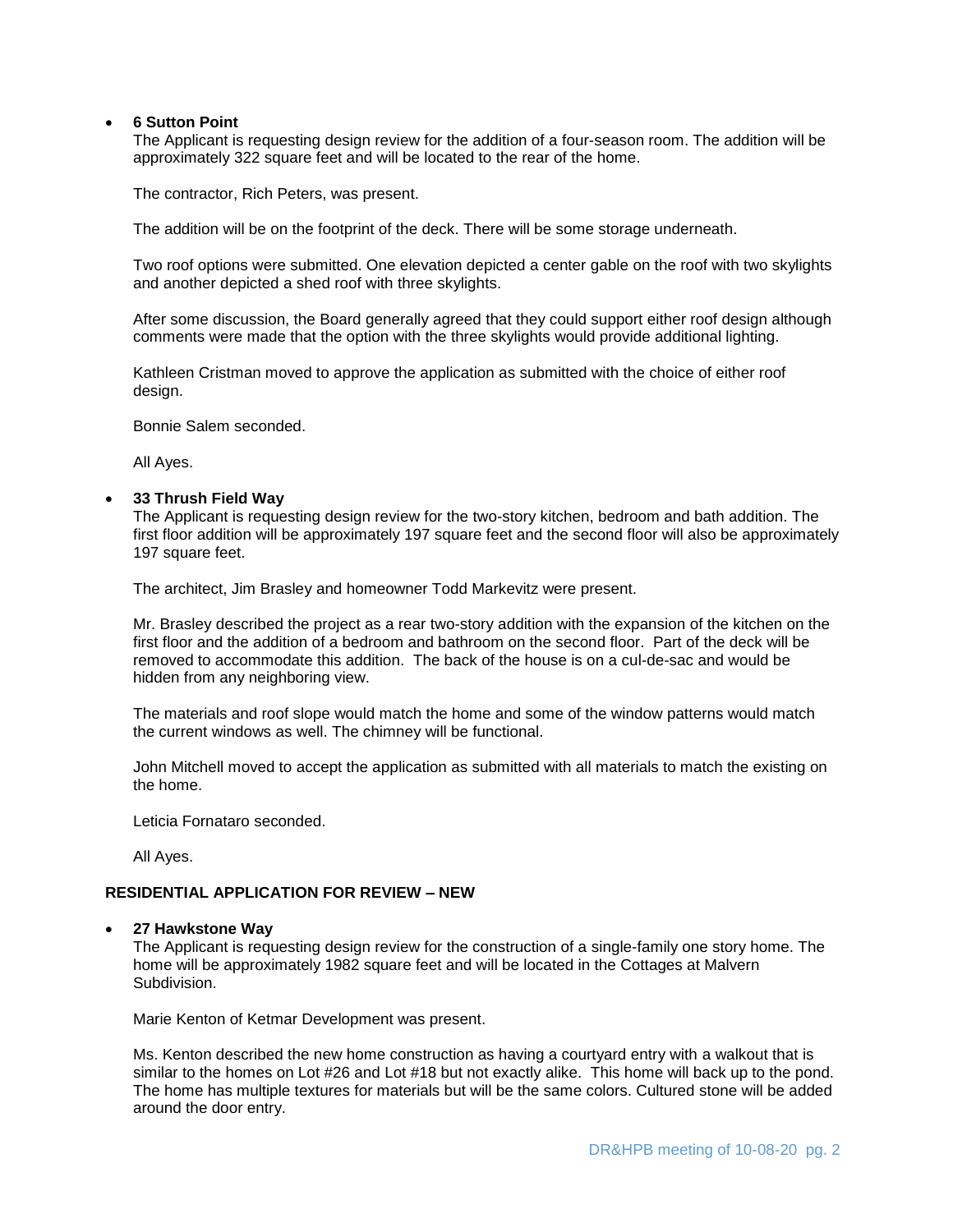- **6 Sutton Point**
  The Applicant is requesting design review for the addition of a four-season room. The addition will be approximately 322 square feet and will be located to the rear of the home.

  The contractor, Rich Peters, was present.

  The addition will be on the footprint of the deck. There will be some storage underneath.

  Two roof options were submitted. One elevation depicted a center gable on the roof with two skylights and another depicted a shed roof with three skylights.

  After some discussion, the Board generally agreed that they could support either roof design although comments were made that the option with the three skylights would provide additional lighting.

  Kathleen Cristman moved to approve the application as submitted with the choice of either roof design.

  Bonnie Salem seconded.

  All Ayes.

- **33 Thrush Field Way**
  The Applicant is requesting design review for the two-story kitchen, bedroom and bath addition. The first floor addition will be approximately 197 square feet and the second floor will also be approximately 197 square feet.

  The architect, Jim Brasley and homeowner Todd Markevitz were present.

  Mr. Brasley described the project as a rear two-story addition with the expansion of the kitchen on the first floor and the addition of a bedroom and bathroom on the second floor. Part of the deck will be removed to accommodate this addition. The back of the house is on a cul-de-sac and would be hidden from any neighboring view.

  The materials and roof slope would match the home and some of the window patterns would match the current windows as well. The chimney will be functional.

  John Mitchell moved to accept the application as submitted with all materials to match the existing on the home.

  Leticia Fornataro seconded.

  All Ayes.

**RESIDENTIAL APPLICATION FOR REVIEW – NEW**

- **27 Hawkstone Way**
  The Applicant is requesting design review for the construction of a single-family one story home. The home will be approximately 1982 square feet and will be located in the Cottages at Malvern Subdivision.

  Marie Kenton of Ketmar Development was present.

  Ms. Kenton described the new home construction as having a courtyard entry with a walkout that is similar to the homes on Lot #26 and Lot #18 but not exactly alike. This home will back up to the pond. The home has multiple textures for materials but will be the same colors. Cultured stone will be added around the door entry.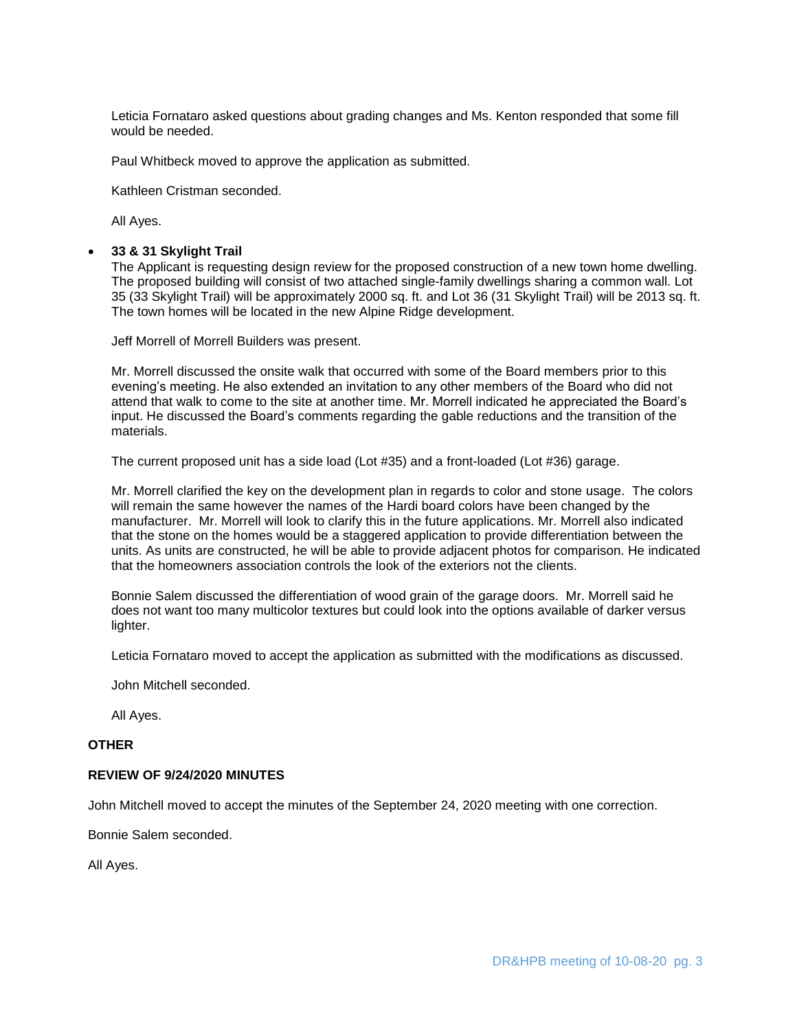Leticia Fornataro asked questions about grading changes and Ms. Kenton responded that some fill would be needed.

Paul Whitbeck moved to approve the application as submitted.

Kathleen Cristman seconded.

All Ayes.

- **33 & 31 Skylight Trail**

  The Applicant is requesting design review for the proposed construction of a new town home dwelling. The proposed building will consist of two attached single-family dwellings sharing a common wall. Lot 35 (33 Skylight Trail) will be approximately 2000 sq. ft. and Lot 36 (31 Skylight Trail) will be 2013 sq. ft. The town homes will be located in the new Alpine Ridge development.

  Jeff Morrell of Morrell Builders was present.

  Mr. Morrell discussed the onsite walk that occurred with some of the Board members prior to this evening's meeting. He also extended an invitation to any other members of the Board who did not attend that walk to come to the site at another time. Mr. Morrell indicated he appreciated the Board's input. He discussed the Board's comments regarding the gable reductions and the transition of the materials.

  The current proposed unit has a side load (Lot #35) and a front-loaded (Lot #36) garage.

  Mr. Morrell clarified the key on the development plan in regards to color and stone usage. The colors will remain the same however the names of the Hardi board colors have been changed by the manufacturer. Mr. Morrell will look to clarify this in the future applications. Mr. Morrell also indicated that the stone on the homes would be a staggered application to provide differentiation between the units. As units are constructed, he will be able to provide adjacent photos for comparison. He indicated that the homeowners association controls the look of the exteriors not the clients.

  Bonnie Salem discussed the differentiation of wood grain of the garage doors. Mr. Morrell said he does not want too many multicolor textures but could look into the options available of darker versus lighter.

  Leticia Fornataro moved to accept the application as submitted with the modifications as discussed.

  John Mitchell seconded.

  All Ayes.

**OTHER**

**REVIEW OF 9/24/2020 MINUTES**

John Mitchell moved to accept the minutes of the September 24, 2020 meeting with one correction.

Bonnie Salem seconded.

All Ayes.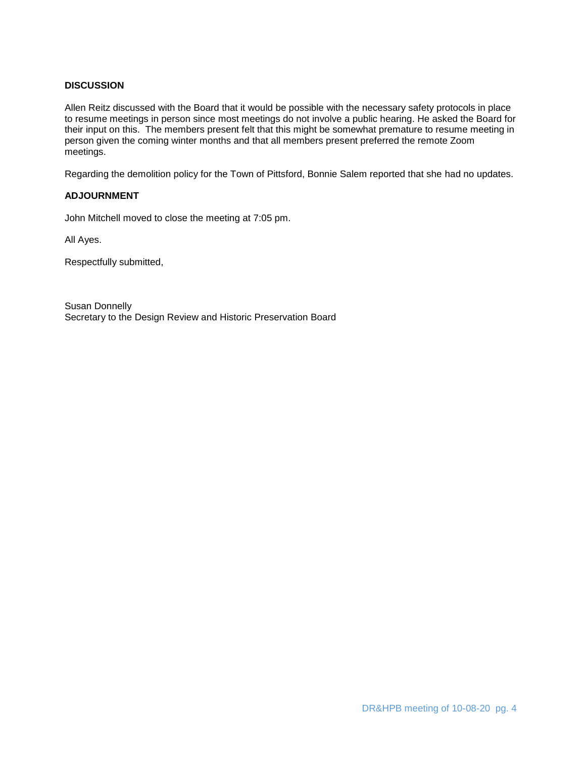**DISCUSSION**

Allen Reitz discussed with the Board that it would be possible with the necessary safety protocols in place to resume meetings in person since most meetings do not involve a public hearing. He asked the Board for their input on this. The members present felt that this might be somewhat premature to resume meeting in person given the coming winter months and that all members present preferred the remote Zoom meetings.

Regarding the demolition policy for the Town of Pittsford, Bonnie Salem reported that she had no updates.

**ADJOURNMENT**

John Mitchell moved to close the meeting at 7:05 pm.

All Ayes.

Respectfully submitted,

Susan Donnelly
Secretary to the Design Review and Historic Preservation Board